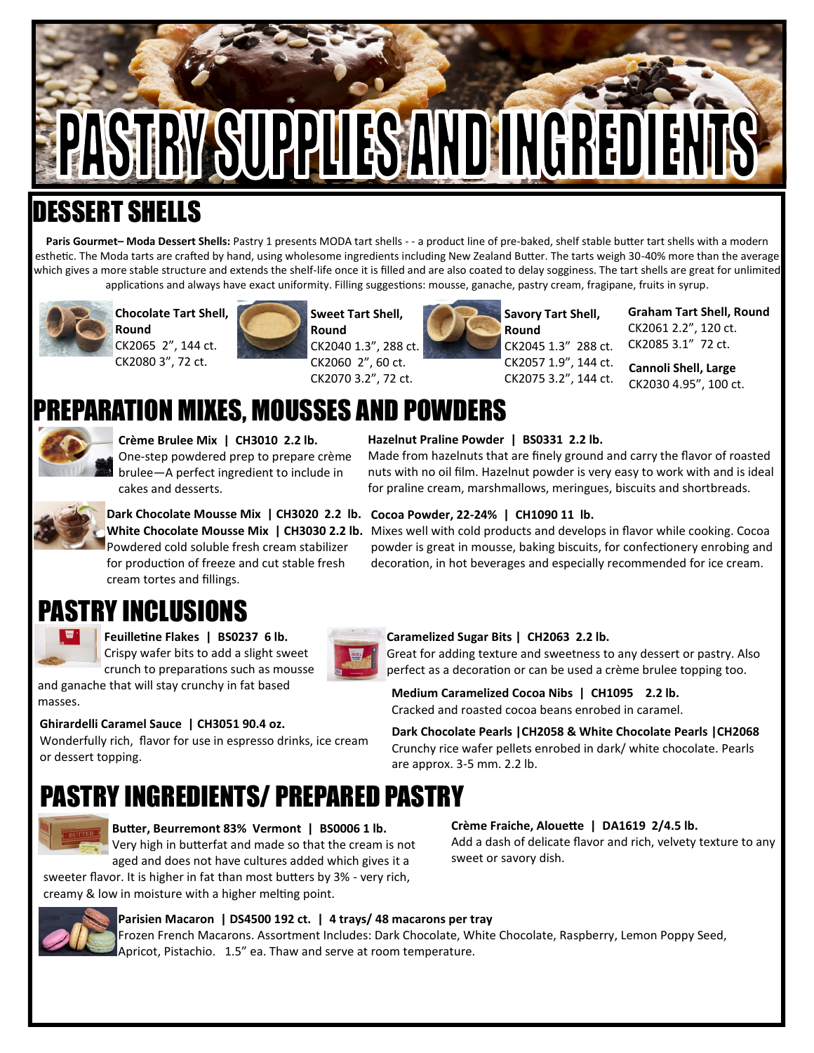# PASTRY SUPPLIES AND INGREDIENTS

## DESSERT SHELLS

**Paris Gourmet– Moda Dessert Shells:** Pastry 1 presents MODA tart shells - - a product line of pre-baked, shelf stable butter tart shells with a modern esthetic. The Moda tarts are crafted by hand, using wholesome ingredients including New Zealand Butter. The tarts weigh 30-40% more than the average which gives a more stable structure and extends the shelf-life once it is filled and are also coated to delay sogginess. The tart shells are great for unlimited applications and always have exact uniformity. Filling suggestions: mousse, ganache, pastry cream, fragipane, fruits in syrup.

**Chocolate Tart Shell, Round**
CK2065 2", 144 ct.
CK2080 3", 72 ct.

**Sweet Tart Shell, Round**
CK2040 1.3", 288 ct.
CK2060 2", 60 ct.
CK2070 3.2", 72 ct.

**Savory Tart Shell, Round**
CK2045 1.3" 288 ct.
CK2057 1.9", 144 ct.
CK2075 3.2", 144 ct.

**Graham Tart Shell, Round**
CK2061 2.2", 120 ct.
CK2085 3.1" 72 ct.

**Cannoli Shell, Large**
CK2030 4.95", 100 ct.

## PREPARATION MIXES, MOUSSES AND POWDERS

**Crème Brulee Mix | CH3010 2.2 lb.**
One-step powdered prep to prepare crème brulee—A perfect ingredient to include in cakes and desserts.

**Dark Chocolate Mousse Mix | CH3020 2.2 lb.**
**White Chocolate Mousse Mix | CH3030 2.2 lb.**
Powdered cold soluble fresh cream stabilizer for production of freeze and cut stable fresh cream tortes and fillings.

**Hazelnut Praline Powder | BS0331 2.2 lb.**
Made from hazelnuts that are finely ground and carry the flavor of roasted nuts with no oil film. Hazelnut powder is very easy to work with and is ideal for praline cream, marshmallows, meringues, biscuits and shortbreads.

**Cocoa Powder, 22-24% | CH1090 11 lb.**
Mixes well with cold products and develops in flavor while cooking. Cocoa powder is great in mousse, baking biscuits, for confectionery enrobing and decoration, in hot beverages and especially recommended for ice cream.

## PASTRY INCLUSIONS

**Feuilletine Flakes | BS0237 6 lb.**
Crispy wafer bits to add a slight sweet crunch to preparations such as mousse and ganache that will stay crunchy in fat based masses.

**Ghirardelli Caramel Sauce | CH3051 90.4 oz.**
Wonderfully rich, flavor for use in espresso drinks, ice cream or dessert topping.

**Caramelized Sugar Bits | CH2063 2.2 lb.**
Great for adding texture and sweetness to any dessert or pastry. Also perfect as a decoration or can be used a crème brulee topping too.

**Medium Caramelized Cocoa Nibs | CH1095 2.2 lb.**
Cracked and roasted cocoa beans enrobed in caramel.

**Dark Chocolate Pearls |CH2058 & White Chocolate Pearls |CH2068**
Crunchy rice wafer pellets enrobed in dark/ white chocolate. Pearls are approx. 3-5 mm. 2.2 lb.

## PASTRY INGREDIENTS/ PREPARED PASTRY

**Butter, Beurremont 83% Vermont | BS0006 1 lb.**
Very high in butterfat and made so that the cream is not aged and does not have cultures added which gives it a sweeter flavor. It is higher in fat than most butters by 3% - very rich, creamy & low in moisture with a higher melting point.

**Crème Fraiche, Alouette | DA1619 2/4.5 lb.**
Add a dash of delicate flavor and rich, velvety texture to any sweet or savory dish.

**Parisien Macaron | DS4500 192 ct. | 4 trays/ 48 macarons per tray**
Frozen French Macarons. Assortment Includes: Dark Chocolate, White Chocolate, Raspberry, Lemon Poppy Seed, Apricot, Pistachio. 1.5" ea. Thaw and serve at room temperature.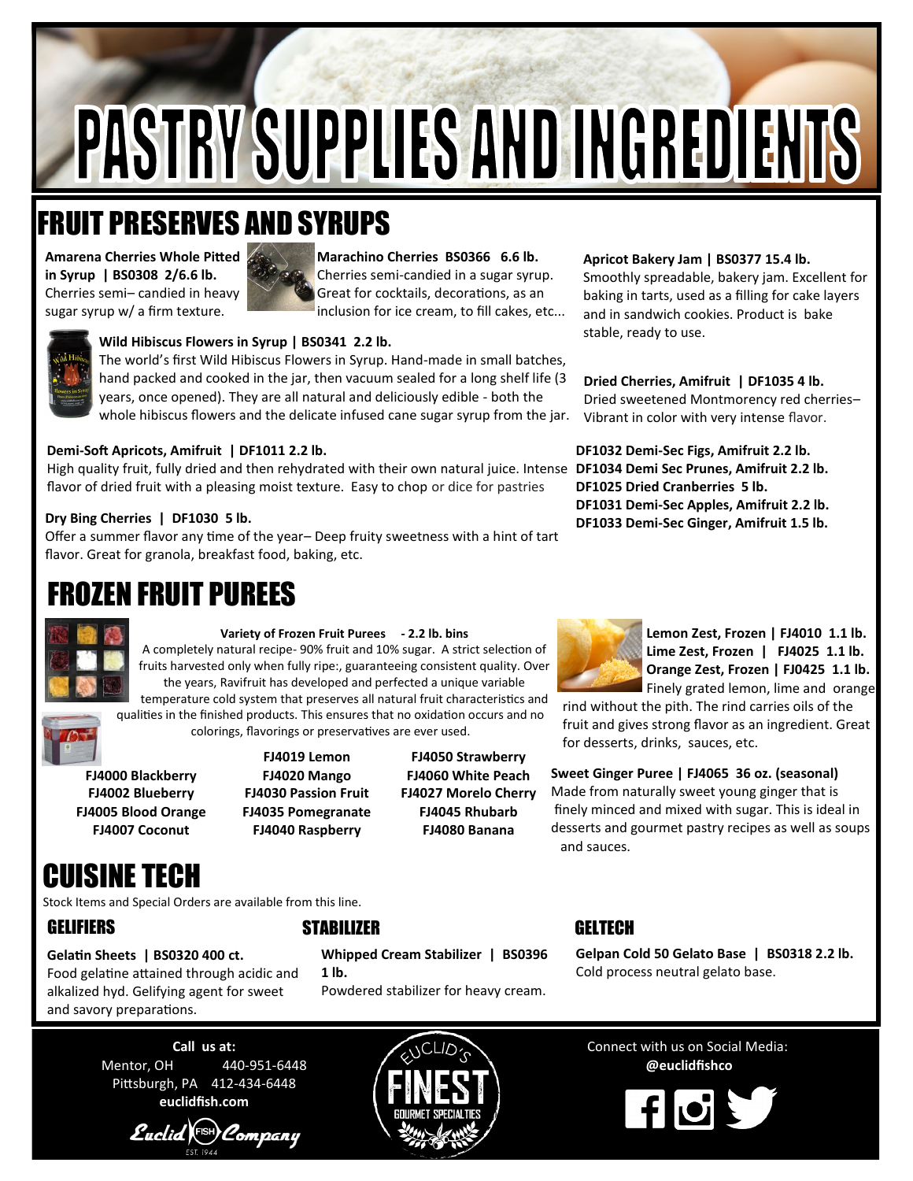# PASTRY SUPPLIES AND INGREDIENTS

## FRUIT PRESERVES AND SYRUPS

**Amarena Cherries Whole Pitted in Syrup | BS0308 2/6.6 lb.**
Cherries semi– candied in heavy sugar syrup w/ a firm texture.

**Marachino Cherries BS0366 6.6 lb.**
Cherries semi-candied in a sugar syrup. Great for cocktails, decorations, as an inclusion for ice cream, to fill cakes, etc...

**Wild Hibiscus Flowers in Syrup | BS0341 2.2 lb.**
The world's first Wild Hibiscus Flowers in Syrup. Hand-made in small batches, hand packed and cooked in the jar, then vacuum sealed for a long shelf life (3 years, once opened). They are all natural and deliciously edible - both the whole hibiscus flowers and the delicate infused cane sugar syrup from the jar.

**Demi-Soft Apricots, Amifruit | DF1011 2.2 lb.**
High quality fruit, fully dried and then rehydrated with their own natural juice. Intense flavor of dried fruit with a pleasing moist texture. Easy to chop or dice for pastries

**Dry Bing Cherries | DF1030 5 lb.**
Offer a summer flavor any time of the year– Deep fruity sweetness with a hint of tart flavor. Great for granola, breakfast food, baking, etc.

**Apricot Bakery Jam | BS0377 15.4 lb.**
Smoothly spreadable, bakery jam. Excellent for baking in tarts, used as a filling for cake layers and in sandwich cookies. Product is bake stable, ready to use.

**Dried Cherries, Amifruit | DF1035 4 lb.**
Dried sweetened Montmorency red cherries– Vibrant in color with very intense flavor.

**DF1032 Demi-Sec Figs, Amifruit 2.2 lb.**
**DF1034 Demi Sec Prunes, Amifruit 2.2 lb.**
**DF1025 Dried Cranberries 5 lb.**
**DF1031 Demi-Sec Apples, Amifruit 2.2 lb.**
**DF1033 Demi-Sec Ginger, Amifruit 1.5 lb.**

## FROZEN FRUIT PUREES

**Variety of Frozen Fruit Purees - 2.2 lb. bins**
A completely natural recipe- 90% fruit and 10% sugar. A strict selection of fruits harvested only when fully ripe:, guaranteeing consistent quality. Over the years, Ravifruit has developed and perfected a unique variable temperature cold system that preserves all natural fruit characteristics and qualities in the finished products. This ensures that no oxidation occurs and no colorings, flavorings or preservatives are ever used.

**FJ4000 Blackberry**
**FJ4002 Blueberry**
**FJ4005 Blood Orange**
**FJ4007 Coconut**
**FJ4019 Lemon**
**FJ4020 Mango**
**FJ4030 Passion Fruit**
**FJ4035 Pomegranate**
**FJ4040 Raspberry**
**FJ4050 Strawberry**
**FJ4060 White Peach**
**FJ4027 Morelo Cherry**
**FJ4045 Rhubarb**
**FJ4080 Banana**

**Lemon Zest, Frozen | FJ4010 1.1 lb.**
**Lime Zest, Frozen | FJ4025 1.1 lb.**
**Orange Zest, Frozen | FJ0425 1.1 lb.**
Finely grated lemon, lime and orange rind without the pith. The rind carries oils of the fruit and gives strong flavor as an ingredient. Great for desserts, drinks, sauces, etc.

**Sweet Ginger Puree | FJ4065 36 oz. (seasonal)**
Made from naturally sweet young ginger that is finely minced and mixed with sugar. This is ideal in desserts and gourmet pastry recipes as well as soups and sauces.

## CUISINE TECH

Stock Items and Special Orders are available from this line.

### GELIFIERS

**Gelatin Sheets | BS0320 400 ct.**
Food gelatine attained through acidic and alkalized hyd. Gelifying agent for sweet and savory preparations.

### STABILIZER

**Whipped Cream Stabilizer | BS0396 1 lb.**
Powdered stabilizer for heavy cream.

### GELTECH

**Gelpan Cold 50 Gelato Base | BS0318 2.2 lb.**
Cold process neutral gelato base.

**Call us at:**
Mentor, OH 440-951-6448
Pittsburgh, PA 412-434-6448
**euclidfish.com**

Euclid Fish Company
EST. 1944

Euclid's Finest Gourmet Specialties

Connect with us on Social Media:
**@euclidfishco**